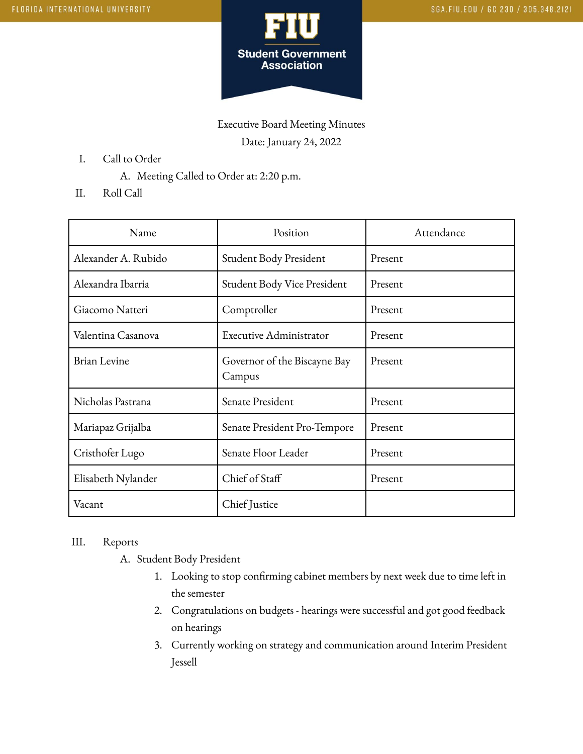FLORIDA INTERNATIONAL UNIVERSITY

SGA.FIU.EDU / GC 230 / 305.348.2121

**FIU**
**Student Government Association**

Executive Board Meeting Minutes

Date: January 24, 2022

I. Call to Order
   A. Meeting Called to Order at: 2:20 p.m.

II. Roll Call

| Name | Position | Attendance |
|---|---|---|
| Alexander A. Rubido | Student Body President | Present |
| Alexandra Ibarria | Student Body Vice President | Present |
| Giacomo Natteri | Comptroller | Present |
| Valentina Casanova | Executive Administrator | Present |
| Brian Levine | Governor of the Biscayne Bay Campus | Present |
| Nicholas Pastrana | Senate President | Present |
| Mariapaz Grijalba | Senate President Pro-Tempore | Present |
| Cristhofer Lugo | Senate Floor Leader | Present |
| Elisabeth Nylander | Chief of Staff | Present |
| Vacant | Chief Justice | |

III. Reports
   A. Student Body President
      1. Looking to stop confirming cabinet members by next week due to time left in the semester
      2. Congratulations on budgets - hearings were successful and got good feedback on hearings
      3. Currently working on strategy and communication around Interim President Jessell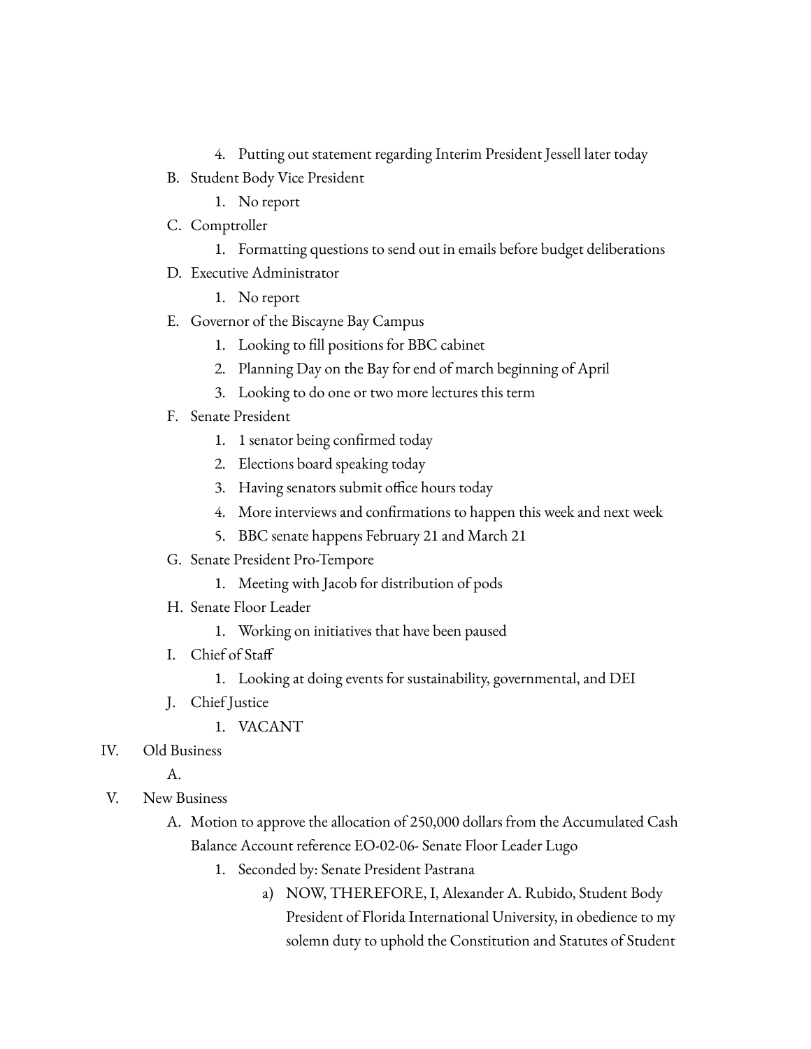4. Putting out statement regarding Interim President Jessell later today

B. Student Body Vice President
   1. No report

C. Comptroller
   1. Formatting questions to send out in emails before budget deliberations

D. Executive Administrator
   1. No report

E. Governor of the Biscayne Bay Campus
   1. Looking to fill positions for BBC cabinet
   2. Planning Day on the Bay for end of march beginning of April
   3. Looking to do one or two more lectures this term

F. Senate President
   1. 1 senator being confirmed today
   2. Elections board speaking today
   3. Having senators submit office hours today
   4. More interviews and confirmations to happen this week and next week
   5. BBC senate happens February 21 and March 21

G. Senate President Pro-Tempore
   1. Meeting with Jacob for distribution of pods

H. Senate Floor Leader
   1. Working on initiatives that have been paused

I. Chief of Staff
   1. Looking at doing events for sustainability, governmental, and DEI

J. Chief Justice
   1. VACANT

IV. Old Business

A.

V. New Business

A. Motion to approve the allocation of 250,000 dollars from the Accumulated Cash Balance Account reference EO-02-06- Senate Floor Leader Lugo
   1. Seconded by: Senate President Pastrana
      a) NOW, THEREFORE, I, Alexander A. Rubido, Student Body President of Florida International University, in obedience to my solemn duty to uphold the Constitution and Statutes of Student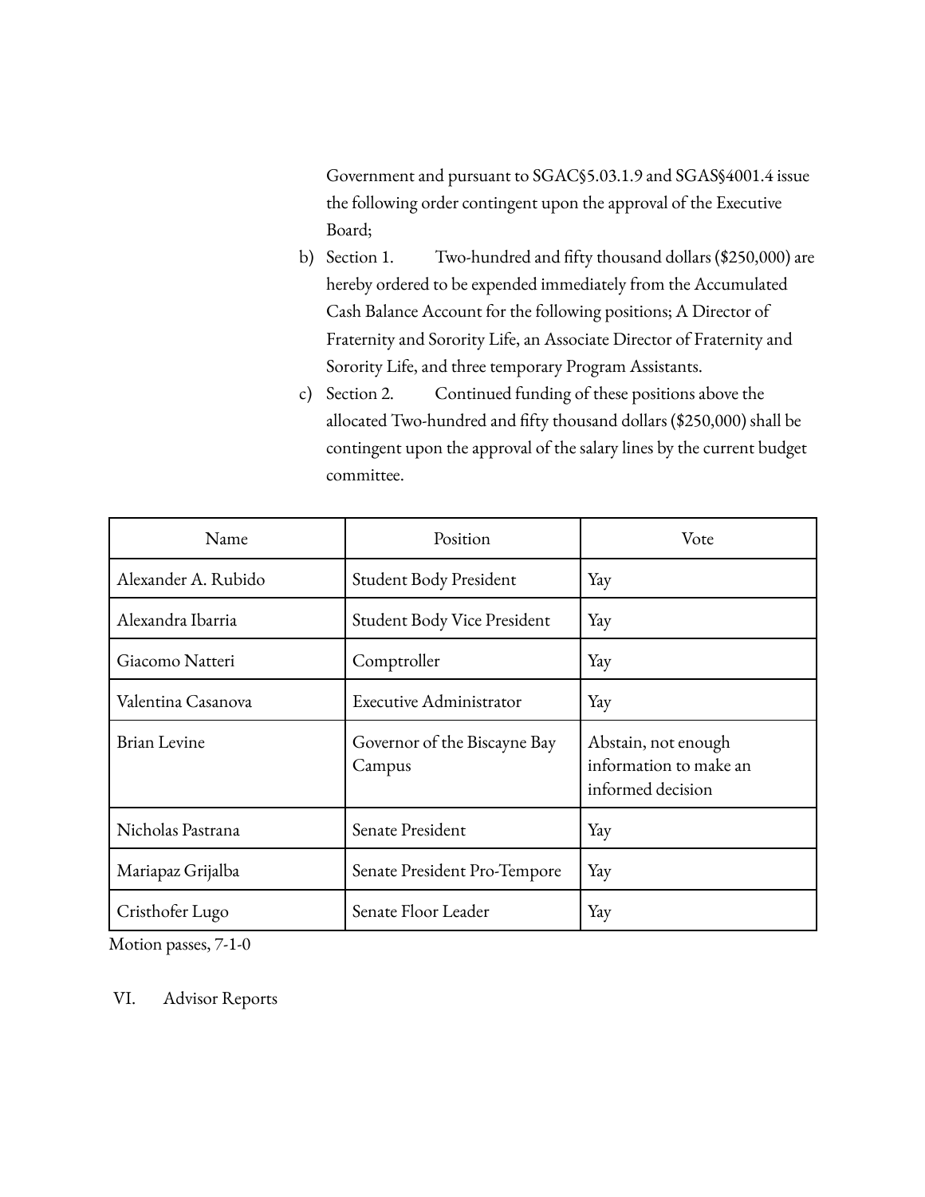Government and pursuant to SGAC§5.03.1.9 and SGAS§4001.4 issue the following order contingent upon the approval of the Executive Board;

b) Section 1. Two-hundred and fifty thousand dollars ($250,000) are hereby ordered to be expended immediately from the Accumulated Cash Balance Account for the following positions; A Director of Fraternity and Sorority Life, an Associate Director of Fraternity and Sorority Life, and three temporary Program Assistants.

c) Section 2. Continued funding of these positions above the allocated Two-hundred and fifty thousand dollars ($250,000) shall be contingent upon the approval of the salary lines by the current budget committee.

| Name | Position | Vote |
|---|---|---|
| Alexander A. Rubido | Student Body President | Yay |
| Alexandra Ibarria | Student Body Vice President | Yay |
| Giacomo Natteri | Comptroller | Yay |
| Valentina Casanova | Executive Administrator | Yay |
| Brian Levine | Governor of the Biscayne Bay Campus | Abstain, not enough information to make an informed decision |
| Nicholas Pastrana | Senate President | Yay |
| Mariapaz Grijalba | Senate President Pro-Tempore | Yay |
| Cristhofer Lugo | Senate Floor Leader | Yay |

Motion passes, 7-1-0

VI. Advisor Reports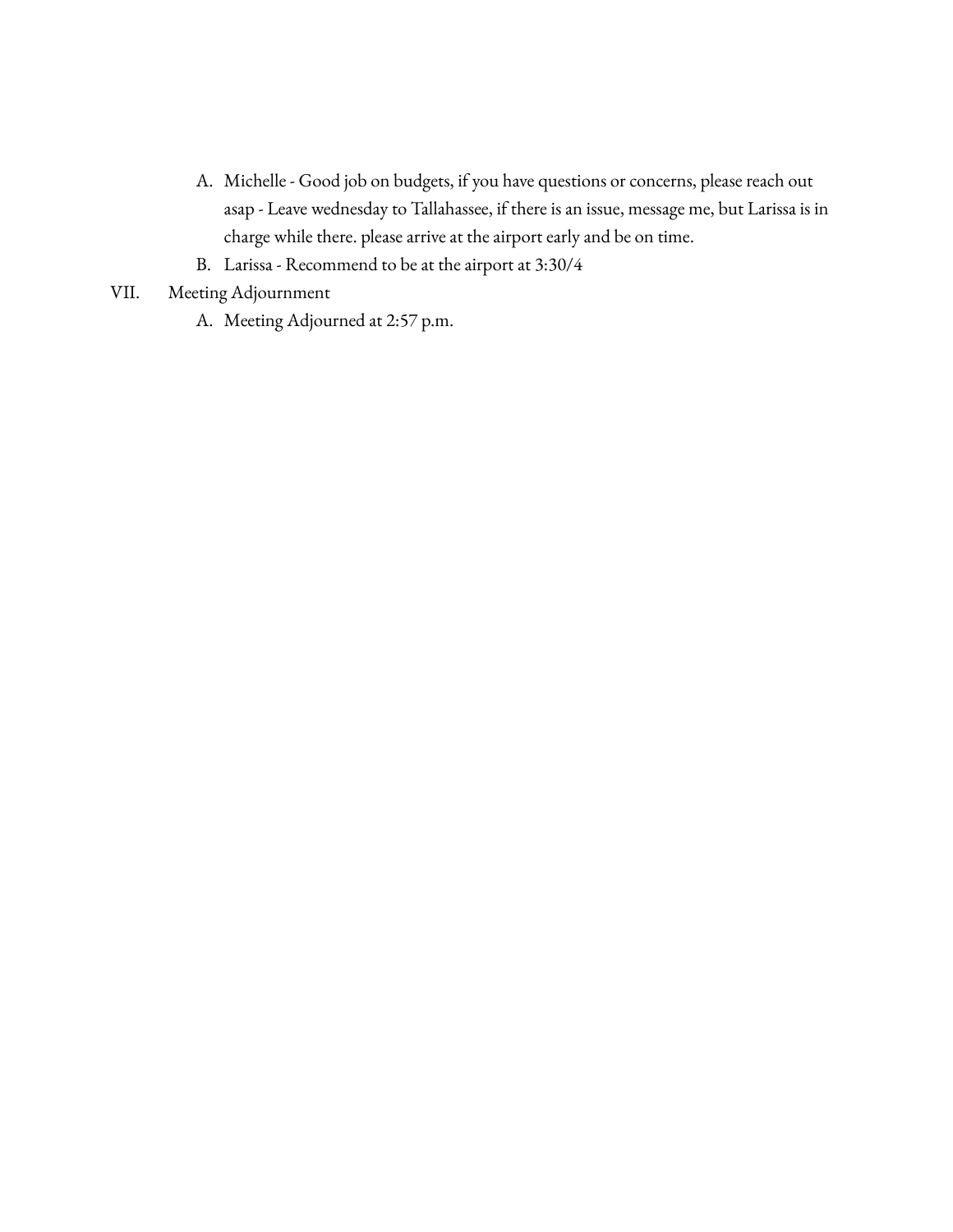A. Michelle - Good job on budgets, if you have questions or concerns, please reach out asap - Leave wednesday to Tallahassee, if there is an issue, message me, but Larissa is in charge while there. please arrive at the airport early and be on time.
   B. Larissa - Recommend to be at the airport at 3:30/4

VII. Meeting Adjournment
   A. Meeting Adjourned at 2:57 p.m.